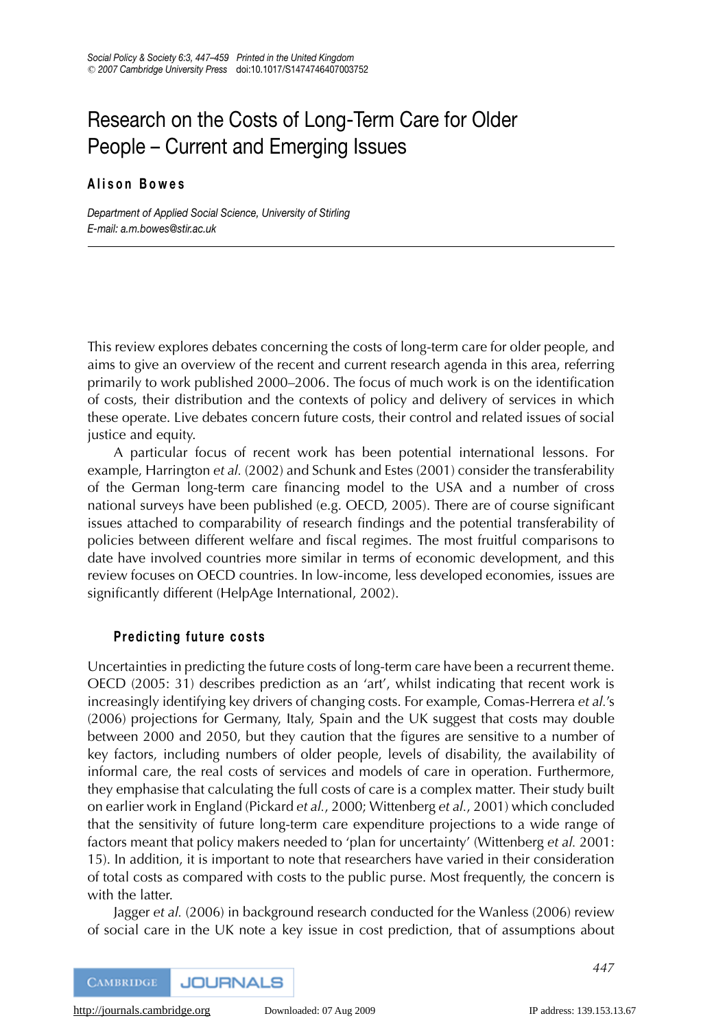# Research on the Costs of Long-Term Care for Older People – Current and Emerging Issues

**Alison Bowes**

*Department of Applied Social Science, University of Stirling*
*E-mail: a.m.bowes@stir.ac.uk*

---

This review explores debates concerning the costs of long-term care for older people, and aims to give an overview of the recent and current research agenda in this area, referring primarily to work published 2000–2006. The focus of much work is on the identification of costs, their distribution and the contexts of policy and delivery of services in which these operate. Live debates concern future costs, their control and related issues of social justice and equity.

A particular focus of recent work has been potential international lessons. For example, Harrington *et al.* (2002) and Schunk and Estes (2001) consider the transferability of the German long-term care financing model to the USA and a number of cross national surveys have been published (e.g. OECD, 2005). There are of course significant issues attached to comparability of research findings and the potential transferability of policies between different welfare and fiscal regimes. The most fruitful comparisons to date have involved countries more similar in terms of economic development, and this review focuses on OECD countries. In low-income, less developed economies, issues are significantly different (HelpAge International, 2002).

## Predicting future costs

Uncertainties in predicting the future costs of long-term care have been a recurrent theme. OECD (2005: 31) describes prediction as an 'art', whilst indicating that recent work is increasingly identifying key drivers of changing costs. For example, Comas-Herrera *et al.*'s (2006) projections for Germany, Italy, Spain and the UK suggest that costs may double between 2000 and 2050, but they caution that the figures are sensitive to a number of key factors, including numbers of older people, levels of disability, the availability of informal care, the real costs of services and models of care in operation. Furthermore, they emphasise that calculating the full costs of care is a complex matter. Their study built on earlier work in England (Pickard *et al.*, 2000; Wittenberg *et al.*, 2001) which concluded that the sensitivity of future long-term care expenditure projections to a wide range of factors meant that policy makers needed to 'plan for uncertainty' (Wittenberg *et al.* 2001: 15). In addition, it is important to note that researchers have varied in their consideration of total costs as compared with costs to the public purse. Most frequently, the concern is with the latter.

Jagger *et al.* (2006) in background research conducted for the Wanless (2006) review of social care in the UK note a key issue in cost prediction, that of assumptions about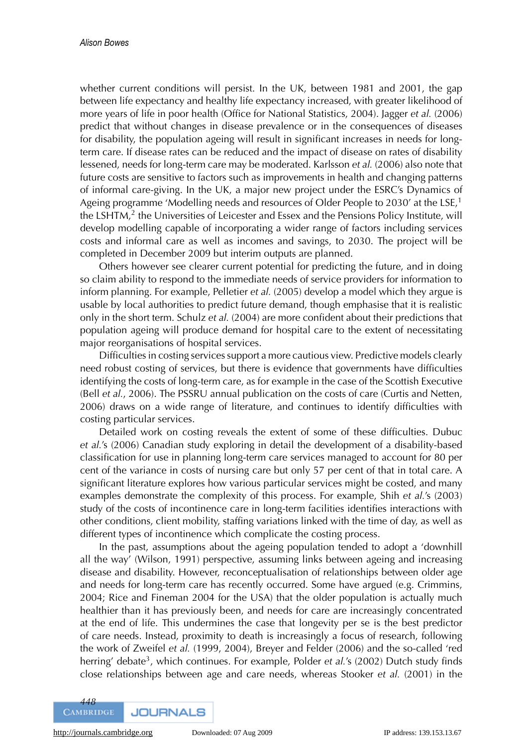whether current conditions will persist. In the UK, between 1981 and 2001, the gap between life expectancy and healthy life expectancy increased, with greater likelihood of more years of life in poor health (Office for National Statistics, 2004). Jagger *et al.* (2006) predict that without changes in disease prevalence or in the consequences of diseases for disability, the population ageing will result in significant increases in needs for long-term care. If disease rates can be reduced and the impact of disease on rates of disability lessened, needs for long-term care may be moderated. Karlsson *et al.* (2006) also note that future costs are sensitive to factors such as improvements in health and changing patterns of informal care-giving. In the UK, a major new project under the ESRC's Dynamics of Ageing programme 'Modelling needs and resources of Older People to 2030' at the LSE,[1] the LSHTM,[2] the Universities of Leicester and Essex and the Pensions Policy Institute, will develop modelling capable of incorporating a wider range of factors including services costs and informal care as well as incomes and savings, to 2030. The project will be completed in December 2009 but interim outputs are planned.

Others however see clearer current potential for predicting the future, and in doing so claim ability to respond to the immediate needs of service providers for information to inform planning. For example, Pelletier *et al.* (2005) develop a model which they argue is usable by local authorities to predict future demand, though emphasise that it is realistic only in the short term. Schulz *et al.* (2004) are more confident about their predictions that population ageing will produce demand for hospital care to the extent of necessitating major reorganisations of hospital services.

Difficulties in costing services support a more cautious view. Predictive models clearly need robust costing of services, but there is evidence that governments have difficulties identifying the costs of long-term care, as for example in the case of the Scottish Executive (Bell *et al.*, 2006). The PSSRU annual publication on the costs of care (Curtis and Netten, 2006) draws on a wide range of literature, and continues to identify difficulties with costing particular services.

Detailed work on costing reveals the extent of some of these difficulties. Dubuc *et al.*'s (2006) Canadian study exploring in detail the development of a disability-based classification for use in planning long-term care services managed to account for 80 per cent of the variance in costs of nursing care but only 57 per cent of that in total care. A significant literature explores how various particular services might be costed, and many examples demonstrate the complexity of this process. For example, Shih *et al.*'s (2003) study of the costs of incontinence care in long-term facilities identifies interactions with other conditions, client mobility, staffing variations linked with the time of day, as well as different types of incontinence which complicate the costing process.

In the past, assumptions about the ageing population tended to adopt a 'downhill all the way' (Wilson, 1991) perspective, assuming links between ageing and increasing disease and disability. However, reconceptualisation of relationships between older age and needs for long-term care has recently occurred. Some have argued (e.g. Crimmins, 2004; Rice and Fineman 2004 for the USA) that the older population is actually much healthier than it has previously been, and needs for care are increasingly concentrated at the end of life. This undermines the case that longevity per se is the best predictor of care needs. Instead, proximity to death is increasingly a focus of research, following the work of Zweifel *et al.* (1999, 2004), Breyer and Felder (2006) and the so-called 'red herring' debate[3], which continues. For example, Polder *et al.*'s (2002) Dutch study finds close relationships between age and care needs, whereas Stooker *et al.* (2001) in the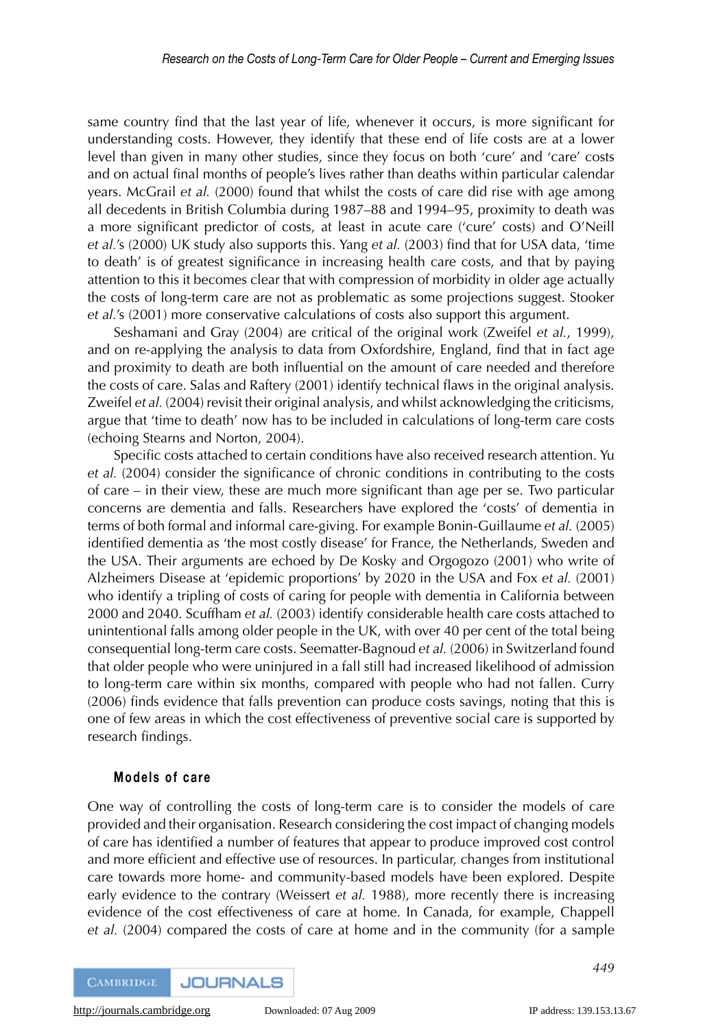same country find that the last year of life, whenever it occurs, is more significant for understanding costs. However, they identify that these end of life costs are at a lower level than given in many other studies, since they focus on both 'cure' and 'care' costs and on actual final months of people's lives rather than deaths within particular calendar years. McGrail *et al.* (2000) found that whilst the costs of care did rise with age among all decedents in British Columbia during 1987–88 and 1994–95, proximity to death was a more significant predictor of costs, at least in acute care ('cure' costs) and O'Neill *et al.*'s (2000) UK study also supports this. Yang *et al.* (2003) find that for USA data, 'time to death' is of greatest significance in increasing health care costs, and that by paying attention to this it becomes clear that with compression of morbidity in older age actually the costs of long-term care are not as problematic as some projections suggest. Stooker *et al.*'s (2001) more conservative calculations of costs also support this argument.

Seshamani and Gray (2004) are critical of the original work (Zweifel *et al.*, 1999), and on re-applying the analysis to data from Oxfordshire, England, find that in fact age and proximity to death are both influential on the amount of care needed and therefore the costs of care. Salas and Raftery (2001) identify technical flaws in the original analysis. Zweifel *et al.* (2004) revisit their original analysis, and whilst acknowledging the criticisms, argue that 'time to death' now has to be included in calculations of long-term care costs (echoing Stearns and Norton, 2004).

Specific costs attached to certain conditions have also received research attention. Yu *et al.* (2004) consider the significance of chronic conditions in contributing to the costs of care – in their view, these are much more significant than age per se. Two particular concerns are dementia and falls. Researchers have explored the 'costs' of dementia in terms of both formal and informal care-giving. For example Bonin-Guillaume *et al.* (2005) identified dementia as 'the most costly disease' for France, the Netherlands, Sweden and the USA. Their arguments are echoed by De Kosky and Orgogozo (2001) who write of Alzheimers Disease at 'epidemic proportions' by 2020 in the USA and Fox *et al.* (2001) who identify a tripling of costs of caring for people with dementia in California between 2000 and 2040. Scuffham *et al.* (2003) identify considerable health care costs attached to unintentional falls among older people in the UK, with over 40 per cent of the total being consequential long-term care costs. Seematter-Bagnoud *et al.* (2006) in Switzerland found that older people who were uninjured in a fall still had increased likelihood of admission to long-term care within six months, compared with people who had not fallen. Curry (2006) finds evidence that falls prevention can produce costs savings, noting that this is one of few areas in which the cost effectiveness of preventive social care is supported by research findings.

## Models of care

One way of controlling the costs of long-term care is to consider the models of care provided and their organisation. Research considering the cost impact of changing models of care has identified a number of features that appear to produce improved cost control and more efficient and effective use of resources. In particular, changes from institutional care towards more home- and community-based models have been explored. Despite early evidence to the contrary (Weissert *et al.* 1988), more recently there is increasing evidence of the cost effectiveness of care at home. In Canada, for example, Chappell *et al.* (2004) compared the costs of care at home and in the community (for a sample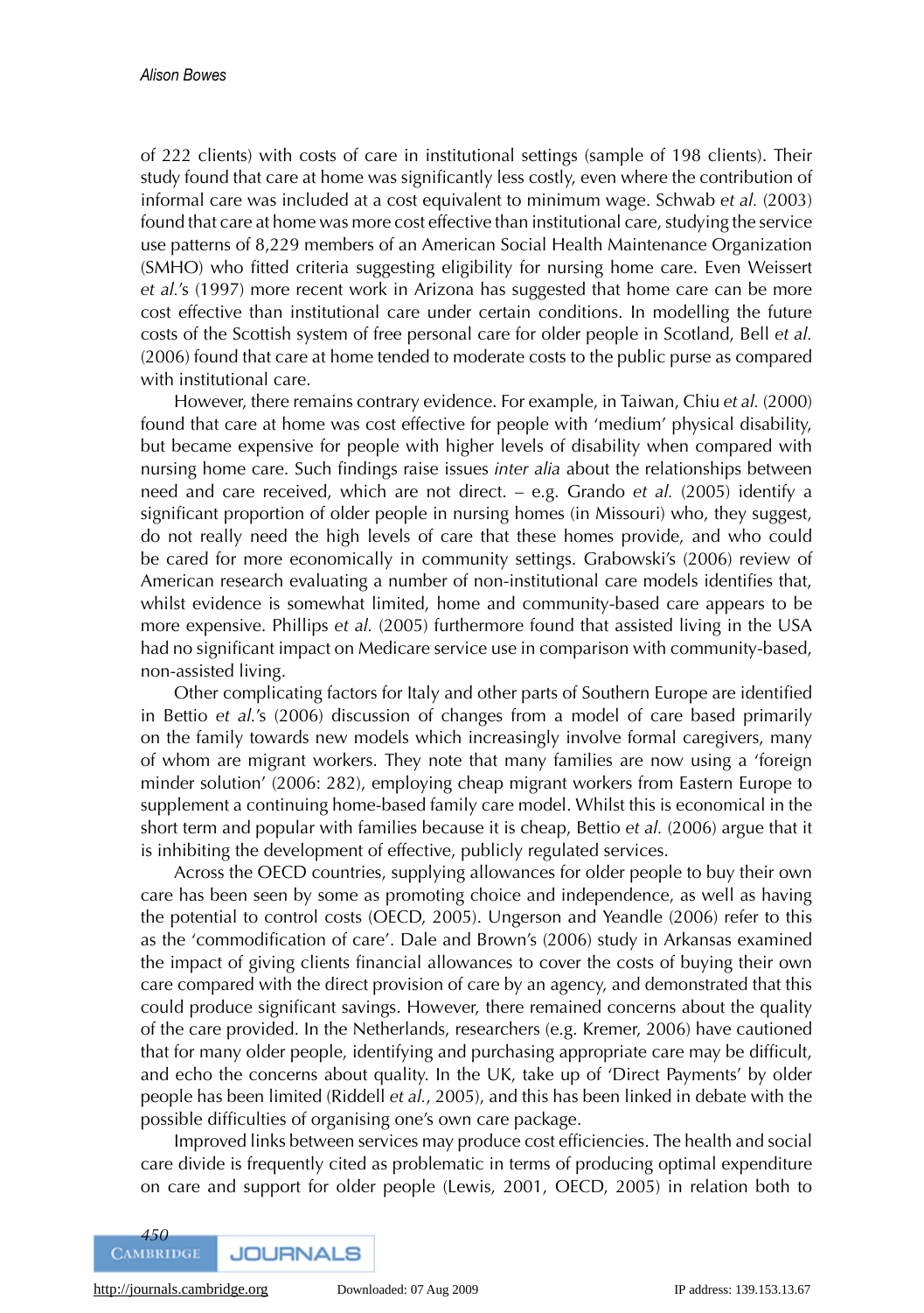of 222 clients) with costs of care in institutional settings (sample of 198 clients). Their study found that care at home was significantly less costly, even where the contribution of informal care was included at a cost equivalent to minimum wage. Schwab *et al.* (2003) found that care at home was more cost effective than institutional care, studying the service use patterns of 8,229 members of an American Social Health Maintenance Organization (SMHO) who fitted criteria suggesting eligibility for nursing home care. Even Weissert *et al.*'s (1997) more recent work in Arizona has suggested that home care can be more cost effective than institutional care under certain conditions. In modelling the future costs of the Scottish system of free personal care for older people in Scotland, Bell *et al.* (2006) found that care at home tended to moderate costs to the public purse as compared with institutional care.

However, there remains contrary evidence. For example, in Taiwan, Chiu *et al.* (2000) found that care at home was cost effective for people with 'medium' physical disability, but became expensive for people with higher levels of disability when compared with nursing home care. Such findings raise issues *inter alia* about the relationships between need and care received, which are not direct. – e.g. Grando *et al.* (2005) identify a significant proportion of older people in nursing homes (in Missouri) who, they suggest, do not really need the high levels of care that these homes provide, and who could be cared for more economically in community settings. Grabowski's (2006) review of American research evaluating a number of non-institutional care models identifies that, whilst evidence is somewhat limited, home and community-based care appears to be more expensive. Phillips *et al.* (2005) furthermore found that assisted living in the USA had no significant impact on Medicare service use in comparison with community-based, non-assisted living.

Other complicating factors for Italy and other parts of Southern Europe are identified in Bettio *et al.*'s (2006) discussion of changes from a model of care based primarily on the family towards new models which increasingly involve formal caregivers, many of whom are migrant workers. They note that many families are now using a 'foreign minder solution' (2006: 282), employing cheap migrant workers from Eastern Europe to supplement a continuing home-based family care model. Whilst this is economical in the short term and popular with families because it is cheap, Bettio *et al.* (2006) argue that it is inhibiting the development of effective, publicly regulated services.

Across the OECD countries, supplying allowances for older people to buy their own care has been seen by some as promoting choice and independence, as well as having the potential to control costs (OECD, 2005). Ungerson and Yeandle (2006) refer to this as the 'commodification of care'. Dale and Brown's (2006) study in Arkansas examined the impact of giving clients financial allowances to cover the costs of buying their own care compared with the direct provision of care by an agency, and demonstrated that this could produce significant savings. However, there remained concerns about the quality of the care provided. In the Netherlands, researchers (e.g. Kremer, 2006) have cautioned that for many older people, identifying and purchasing appropriate care may be difficult, and echo the concerns about quality. In the UK, take up of 'Direct Payments' by older people has been limited (Riddell *et al.*, 2005), and this has been linked in debate with the possible difficulties of organising one's own care package.

Improved links between services may produce cost efficiencies. The health and social care divide is frequently cited as problematic in terms of producing optimal expenditure on care and support for older people (Lewis, 2001, OECD, 2005) in relation both to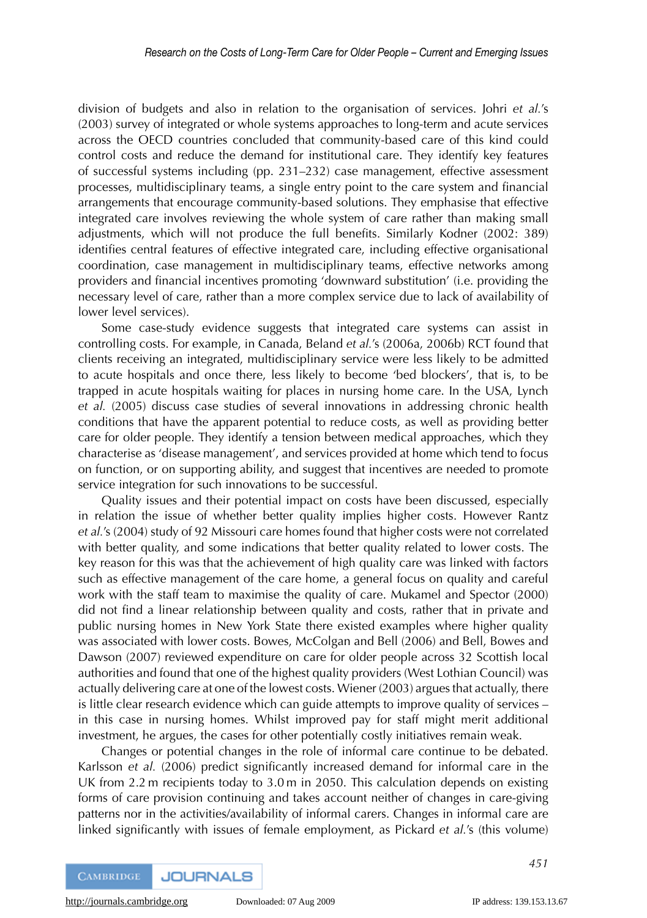division of budgets and also in relation to the organisation of services. Johri *et al.*'s (2003) survey of integrated or whole systems approaches to long-term and acute services across the OECD countries concluded that community-based care of this kind could control costs and reduce the demand for institutional care. They identify key features of successful systems including (pp. 231–232) case management, effective assessment processes, multidisciplinary teams, a single entry point to the care system and financial arrangements that encourage community-based solutions. They emphasise that effective integrated care involves reviewing the whole system of care rather than making small adjustments, which will not produce the full benefits. Similarly Kodner (2002: 389) identifies central features of effective integrated care, including effective organisational coordination, case management in multidisciplinary teams, effective networks among providers and financial incentives promoting 'downward substitution' (i.e. providing the necessary level of care, rather than a more complex service due to lack of availability of lower level services).

Some case-study evidence suggests that integrated care systems can assist in controlling costs. For example, in Canada, Beland *et al.*'s (2006a, 2006b) RCT found that clients receiving an integrated, multidisciplinary service were less likely to be admitted to acute hospitals and once there, less likely to become 'bed blockers', that is, to be trapped in acute hospitals waiting for places in nursing home care. In the USA, Lynch *et al.* (2005) discuss case studies of several innovations in addressing chronic health conditions that have the apparent potential to reduce costs, as well as providing better care for older people. They identify a tension between medical approaches, which they characterise as 'disease management', and services provided at home which tend to focus on function, or on supporting ability, and suggest that incentives are needed to promote service integration for such innovations to be successful.

Quality issues and their potential impact on costs have been discussed, especially in relation the issue of whether better quality implies higher costs. However Rantz *et al.*'s (2004) study of 92 Missouri care homes found that higher costs were not correlated with better quality, and some indications that better quality related to lower costs. The key reason for this was that the achievement of high quality care was linked with factors such as effective management of the care home, a general focus on quality and careful work with the staff team to maximise the quality of care. Mukamel and Spector (2000) did not find a linear relationship between quality and costs, rather that in private and public nursing homes in New York State there existed examples where higher quality was associated with lower costs. Bowes, McColgan and Bell (2006) and Bell, Bowes and Dawson (2007) reviewed expenditure on care for older people across 32 Scottish local authorities and found that one of the highest quality providers (West Lothian Council) was actually delivering care at one of the lowest costs. Wiener (2003) argues that actually, there is little clear research evidence which can guide attempts to improve quality of services – in this case in nursing homes. Whilst improved pay for staff might merit additional investment, he argues, the cases for other potentially costly initiatives remain weak.

Changes or potential changes in the role of informal care continue to be debated. Karlsson *et al.* (2006) predict significantly increased demand for informal care in the UK from 2.2 m recipients today to 3.0 m in 2050. This calculation depends on existing forms of care provision continuing and takes account neither of changes in care-giving patterns nor in the activities/availability of informal carers. Changes in informal care are linked significantly with issues of female employment, as Pickard *et al.*'s (this volume)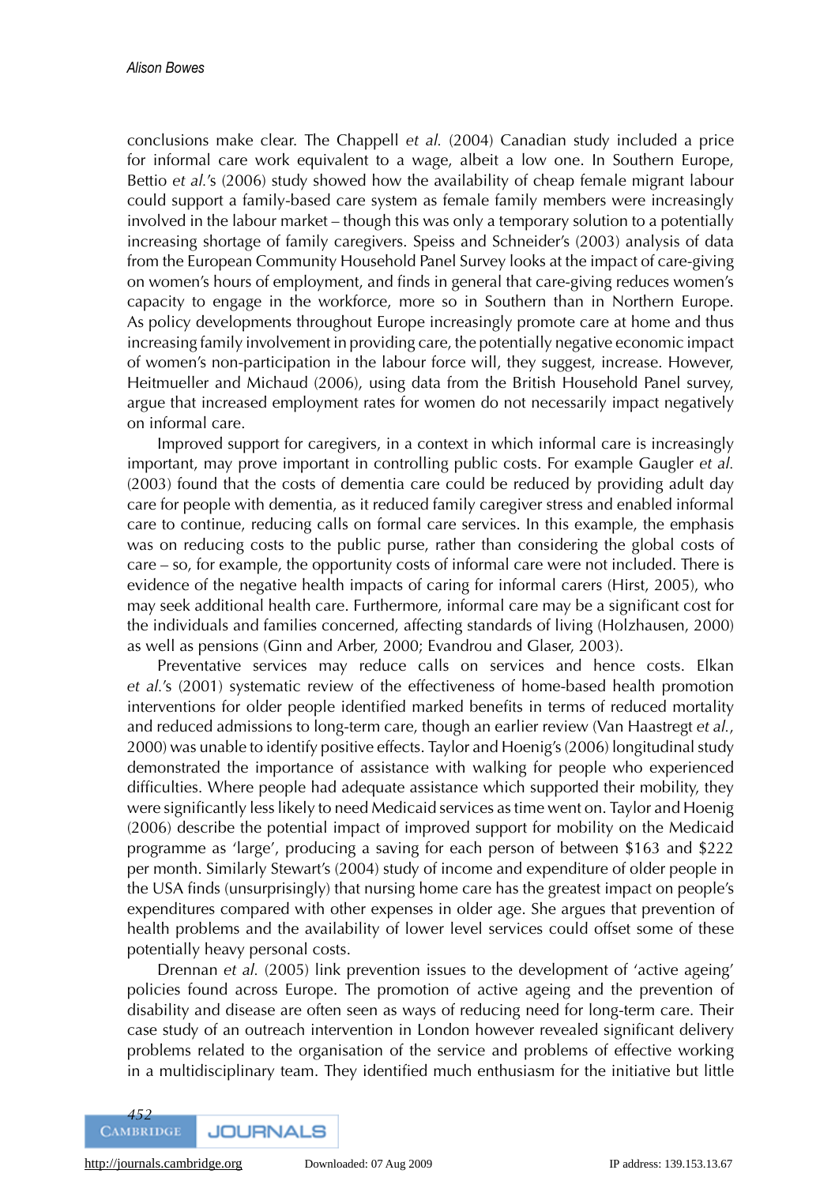conclusions make clear. The Chappell *et al.* (2004) Canadian study included a price for informal care work equivalent to a wage, albeit a low one. In Southern Europe, Bettio *et al.*'s (2006) study showed how the availability of cheap female migrant labour could support a family-based care system as female family members were increasingly involved in the labour market – though this was only a temporary solution to a potentially increasing shortage of family caregivers. Speiss and Schneider's (2003) analysis of data from the European Community Household Panel Survey looks at the impact of care-giving on women's hours of employment, and finds in general that care-giving reduces women's capacity to engage in the workforce, more so in Southern than in Northern Europe. As policy developments throughout Europe increasingly promote care at home and thus increasing family involvement in providing care, the potentially negative economic impact of women's non-participation in the labour force will, they suggest, increase. However, Heitmueller and Michaud (2006), using data from the British Household Panel survey, argue that increased employment rates for women do not necessarily impact negatively on informal care.

Improved support for caregivers, in a context in which informal care is increasingly important, may prove important in controlling public costs. For example Gaugler *et al.* (2003) found that the costs of dementia care could be reduced by providing adult day care for people with dementia, as it reduced family caregiver stress and enabled informal care to continue, reducing calls on formal care services. In this example, the emphasis was on reducing costs to the public purse, rather than considering the global costs of care – so, for example, the opportunity costs of informal care were not included. There is evidence of the negative health impacts of caring for informal carers (Hirst, 2005), who may seek additional health care. Furthermore, informal care may be a significant cost for the individuals and families concerned, affecting standards of living (Holzhausen, 2000) as well as pensions (Ginn and Arber, 2000; Evandrou and Glaser, 2003).

Preventative services may reduce calls on services and hence costs. Elkan *et al.*'s (2001) systematic review of the effectiveness of home-based health promotion interventions for older people identified marked benefits in terms of reduced mortality and reduced admissions to long-term care, though an earlier review (Van Haastregt *et al.*, 2000) was unable to identify positive effects. Taylor and Hoenig's (2006) longitudinal study demonstrated the importance of assistance with walking for people who experienced difficulties. Where people had adequate assistance which supported their mobility, they were significantly less likely to need Medicaid services as time went on. Taylor and Hoenig (2006) describe the potential impact of improved support for mobility on the Medicaid programme as 'large', producing a saving for each person of between \$163 and \$222 per month. Similarly Stewart's (2004) study of income and expenditure of older people in the USA finds (unsurprisingly) that nursing home care has the greatest impact on people's expenditures compared with other expenses in older age. She argues that prevention of health problems and the availability of lower level services could offset some of these potentially heavy personal costs.

Drennan *et al.* (2005) link prevention issues to the development of 'active ageing' policies found across Europe. The promotion of active ageing and the prevention of disability and disease are often seen as ways of reducing need for long-term care. Their case study of an outreach intervention in London however revealed significant delivery problems related to the organisation of the service and problems of effective working in a multidisciplinary team. They identified much enthusiasm for the initiative but little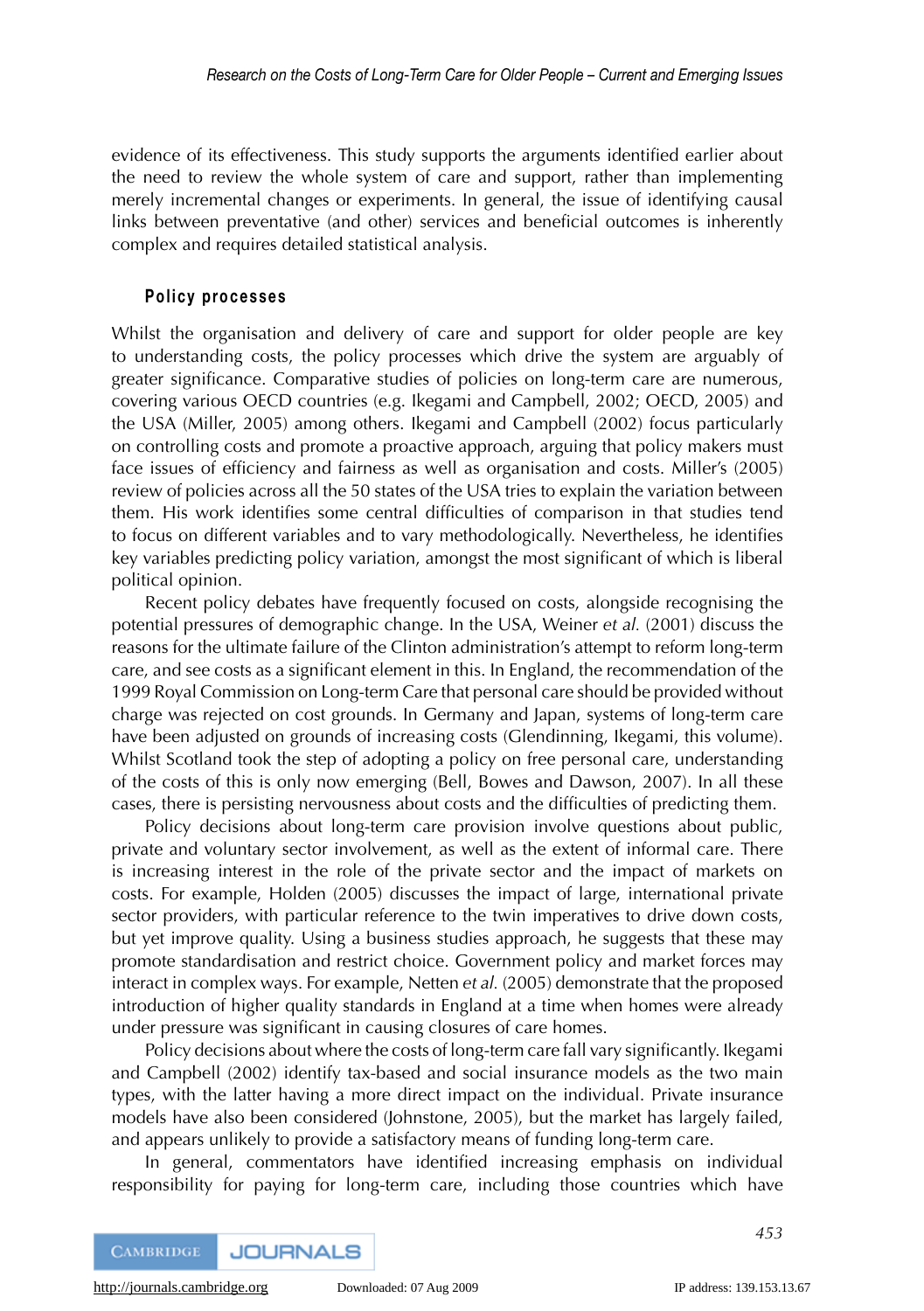evidence of its effectiveness. This study supports the arguments identified earlier about the need to review the whole system of care and support, rather than implementing merely incremental changes or experiments. In general, the issue of identifying causal links between preventative (and other) services and beneficial outcomes is inherently complex and requires detailed statistical analysis.

### Policy processes

Whilst the organisation and delivery of care and support for older people are key to understanding costs, the policy processes which drive the system are arguably of greater significance. Comparative studies of policies on long-term care are numerous, covering various OECD countries (e.g. Ikegami and Campbell, 2002; OECD, 2005) and the USA (Miller, 2005) among others. Ikegami and Campbell (2002) focus particularly on controlling costs and promote a proactive approach, arguing that policy makers must face issues of efficiency and fairness as well as organisation and costs. Miller's (2005) review of policies across all the 50 states of the USA tries to explain the variation between them. His work identifies some central difficulties of comparison in that studies tend to focus on different variables and to vary methodologically. Nevertheless, he identifies key variables predicting policy variation, amongst the most significant of which is liberal political opinion.

Recent policy debates have frequently focused on costs, alongside recognising the potential pressures of demographic change. In the USA, Weiner *et al.* (2001) discuss the reasons for the ultimate failure of the Clinton administration's attempt to reform long-term care, and see costs as a significant element in this. In England, the recommendation of the 1999 Royal Commission on Long-term Care that personal care should be provided without charge was rejected on cost grounds. In Germany and Japan, systems of long-term care have been adjusted on grounds of increasing costs (Glendinning, Ikegami, this volume). Whilst Scotland took the step of adopting a policy on free personal care, understanding of the costs of this is only now emerging (Bell, Bowes and Dawson, 2007). In all these cases, there is persisting nervousness about costs and the difficulties of predicting them.

Policy decisions about long-term care provision involve questions about public, private and voluntary sector involvement, as well as the extent of informal care. There is increasing interest in the role of the private sector and the impact of markets on costs. For example, Holden (2005) discusses the impact of large, international private sector providers, with particular reference to the twin imperatives to drive down costs, but yet improve quality. Using a business studies approach, he suggests that these may promote standardisation and restrict choice. Government policy and market forces may interact in complex ways. For example, Netten *et al.* (2005) demonstrate that the proposed introduction of higher quality standards in England at a time when homes were already under pressure was significant in causing closures of care homes.

Policy decisions about where the costs of long-term care fall vary significantly. Ikegami and Campbell (2002) identify tax-based and social insurance models as the two main types, with the latter having a more direct impact on the individual. Private insurance models have also been considered (Johnstone, 2005), but the market has largely failed, and appears unlikely to provide a satisfactory means of funding long-term care.

In general, commentators have identified increasing emphasis on individual responsibility for paying for long-term care, including those countries which have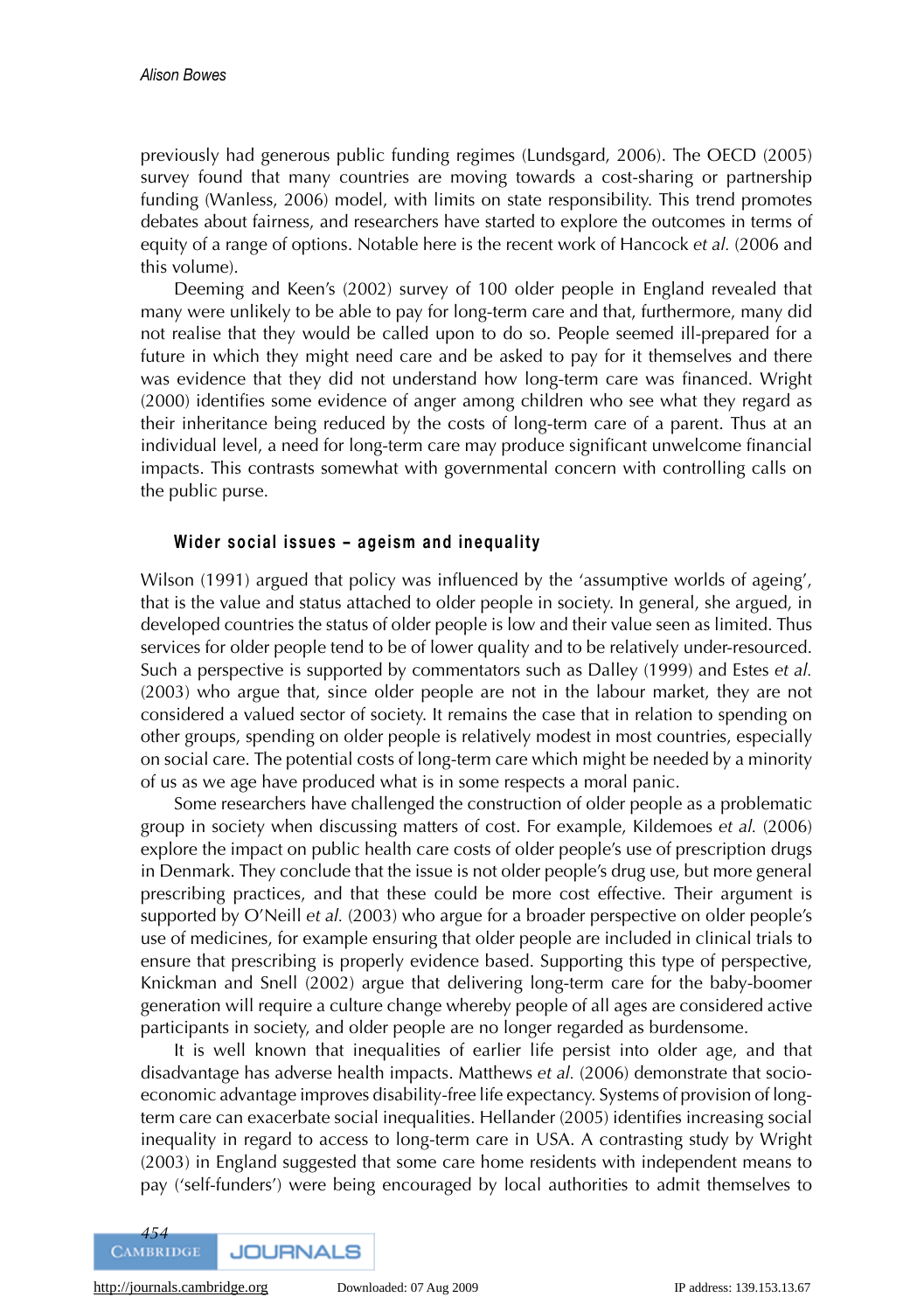previously had generous public funding regimes (Lundsgard, 2006). The OECD (2005) survey found that many countries are moving towards a cost-sharing or partnership funding (Wanless, 2006) model, with limits on state responsibility. This trend promotes debates about fairness, and researchers have started to explore the outcomes in terms of equity of a range of options. Notable here is the recent work of Hancock *et al.* (2006 and this volume).

Deeming and Keen's (2002) survey of 100 older people in England revealed that many were unlikely to be able to pay for long-term care and that, furthermore, many did not realise that they would be called upon to do so. People seemed ill-prepared for a future in which they might need care and be asked to pay for it themselves and there was evidence that they did not understand how long-term care was financed. Wright (2000) identifies some evidence of anger among children who see what they regard as their inheritance being reduced by the costs of long-term care of a parent. Thus at an individual level, a need for long-term care may produce significant unwelcome financial impacts. This contrasts somewhat with governmental concern with controlling calls on the public purse.

### Wider social issues – ageism and inequality

Wilson (1991) argued that policy was influenced by the 'assumptive worlds of ageing', that is the value and status attached to older people in society. In general, she argued, in developed countries the status of older people is low and their value seen as limited. Thus services for older people tend to be of lower quality and to be relatively under-resourced. Such a perspective is supported by commentators such as Dalley (1999) and Estes *et al.* (2003) who argue that, since older people are not in the labour market, they are not considered a valued sector of society. It remains the case that in relation to spending on other groups, spending on older people is relatively modest in most countries, especially on social care. The potential costs of long-term care which might be needed by a minority of us as we age have produced what is in some respects a moral panic.

Some researchers have challenged the construction of older people as a problematic group in society when discussing matters of cost. For example, Kildemoes *et al.* (2006) explore the impact on public health care costs of older people's use of prescription drugs in Denmark. They conclude that the issue is not older people's drug use, but more general prescribing practices, and that these could be more cost effective. Their argument is supported by O'Neill *et al.* (2003) who argue for a broader perspective on older people's use of medicines, for example ensuring that older people are included in clinical trials to ensure that prescribing is properly evidence based. Supporting this type of perspective, Knickman and Snell (2002) argue that delivering long-term care for the baby-boomer generation will require a culture change whereby people of all ages are considered active participants in society, and older people are no longer regarded as burdensome.

It is well known that inequalities of earlier life persist into older age, and that disadvantage has adverse health impacts. Matthews *et al.* (2006) demonstrate that socio-economic advantage improves disability-free life expectancy. Systems of provision of long-term care can exacerbate social inequalities. Hellander (2005) identifies increasing social inequality in regard to access to long-term care in USA. A contrasting study by Wright (2003) in England suggested that some care home residents with independent means to pay ('self-funders') were being encouraged by local authorities to admit themselves to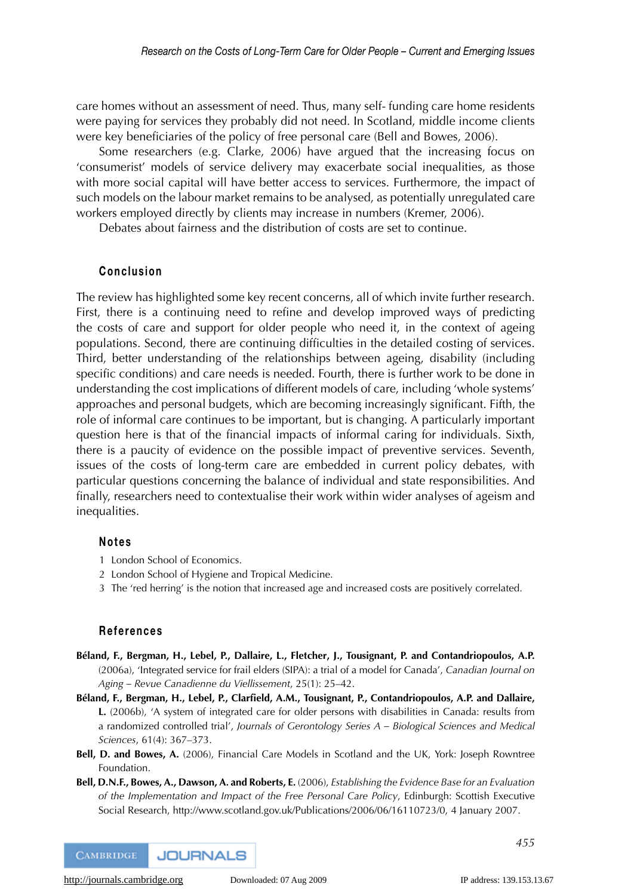care homes without an assessment of need. Thus, many self- funding care home residents were paying for services they probably did not need. In Scotland, middle income clients were key beneficiaries of the policy of free personal care (Bell and Bowes, 2006).

Some researchers (e.g. Clarke, 2006) have argued that the increasing focus on 'consumerist' models of service delivery may exacerbate social inequalities, as those with more social capital will have better access to services. Furthermore, the impact of such models on the labour market remains to be analysed, as potentially unregulated care workers employed directly by clients may increase in numbers (Kremer, 2006).

Debates about fairness and the distribution of costs are set to continue.

## Conclusion

The review has highlighted some key recent concerns, all of which invite further research. First, there is a continuing need to refine and develop improved ways of predicting the costs of care and support for older people who need it, in the context of ageing populations. Second, there are continuing difficulties in the detailed costing of services. Third, better understanding of the relationships between ageing, disability (including specific conditions) and care needs is needed. Fourth, there is further work to be done in understanding the cost implications of different models of care, including 'whole systems' approaches and personal budgets, which are becoming increasingly significant. Fifth, the role of informal care continues to be important, but is changing. A particularly important question here is that of the financial impacts of informal caring for individuals. Sixth, there is a paucity of evidence on the possible impact of preventive services. Seventh, issues of the costs of long-term care are embedded in current policy debates, with particular questions concerning the balance of individual and state responsibilities. And finally, researchers need to contextualise their work within wider analyses of ageism and inequalities.

## Notes

1 London School of Economics.
2 London School of Hygiene and Tropical Medicine.
3 The 'red herring' is the notion that increased age and increased costs are positively correlated.

## References

**Béland, F., Bergman, H., Lebel, P., Dallaire, L., Fletcher, J., Tousignant, P. and Contandriopoulos, A.P.** (2006a), 'Integrated service for frail elders (SIPA): a trial of a model for Canada', *Canadian Journal on Aging – Revue Canadienne du Viellissement*, 25(1): 25–42.

**Béland, F., Bergman, H., Lebel, P., Clarfield, A.M., Tousignant, P., Contandriopoulos, A.P. and Dallaire, L.** (2006b), 'A system of integrated care for older persons with disabilities in Canada: results from a randomized controlled trial', *Journals of Gerontology Series A – Biological Sciences and Medical Sciences*, 61(4): 367–373.

**Bell, D. and Bowes, A.** (2006), Financial Care Models in Scotland and the UK, York: Joseph Rowntree Foundation.

**Bell, D.N.F., Bowes, A., Dawson, A. and Roberts, E.** (2006), *Establishing the Evidence Base for an Evaluation of the Implementation and Impact of the Free Personal Care Policy*, Edinburgh: Scottish Executive Social Research, http://www.scotland.gov.uk/Publications/2006/06/16110723/0, 4 January 2007.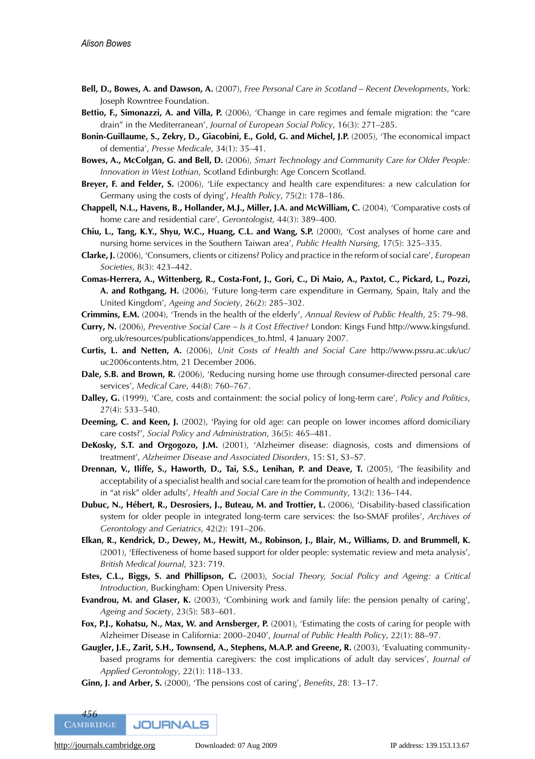**Bell, D., Bowes, A. and Dawson, A.** (2007), *Free Personal Care in Scotland – Recent Developments*, York: Joseph Rowntree Foundation.

**Bettio, F., Simonazzi, A. and Villa, P.** (2006), 'Change in care regimes and female migration: the "care drain" in the Mediterranean', *Journal of European Social Policy*, 16(3): 271–285.

**Bonin-Guillaume, S., Zekry, D., Giacobini, E., Gold, G. and Michel, J.P.** (2005), 'The economical impact of dementia', *Presse Medicale*, 34(1): 35–41.

**Bowes, A., McColgan, G. and Bell, D.** (2006), *Smart Technology and Community Care for Older People: Innovation in West Lothian*, Scotland Edinburgh: Age Concern Scotland.

**Breyer, F. and Felder, S.** (2006), 'Life expectancy and health care expenditures: a new calculation for Germany using the costs of dying', *Health Policy*, 75(2): 178–186.

**Chappell, N.L., Havens, B., Hollander, M.J., Miller, J.A. and McWilliam, C.** (2004), 'Comparative costs of home care and residential care', *Gerontologist*, 44(3): 389–400.

**Chiu, L., Tang, K.Y., Shyu, W.C., Huang, C.L. and Wang, S.P.** (2000), 'Cost analyses of home care and nursing home services in the Southern Taiwan area', *Public Health Nursing*, 17(5): 325–335.

**Clarke, J.** (2006), 'Consumers, clients or citizens? Policy and practice in the reform of social care', *European Societies*, 8(3): 423–442.

**Comas-Herrera, A., Wittenberg, R., Costa-Font, J., Gori, C., Di Maio, A., Paxtot, C., Pickard, L., Pozzi, A. and Rothgang, H.** (2006), 'Future long-term care expenditure in Germany, Spain, Italy and the United Kingdom', *Ageing and Society*, 26(2): 285–302.

**Crimmins, E.M.** (2004), 'Trends in the health of the elderly', *Annual Review of Public Health*, 25: 79–98.

**Curry, N.** (2006), *Preventive Social Care – Is it Cost Effective?* London: Kings Fund http://www.kingsfund.org.uk/resources/publications/appendices_to.html, 4 January 2007.

**Curtis, L. and Netten, A.** (2006), *Unit Costs of Health and Social Care* http://www.pssru.ac.uk/uc/uc2006contents.htm, 21 December 2006.

**Dale, S.B. and Brown, R.** (2006), 'Reducing nursing home use through consumer-directed personal care services', *Medical Care*, 44(8): 760–767.

**Dalley, G.** (1999), 'Care, costs and containment: the social policy of long-term care', *Policy and Politics*, 27(4): 533–540.

**Deeming, C. and Keen, J.** (2002), 'Paying for old age: can people on lower incomes afford domiciliary care costs?', *Social Policy and Administration*, 36(5): 465–481.

**DeKosky, S.T. and Orgogozo, J.M.** (2001), 'Alzheimer disease: diagnosis, costs and dimensions of treatment', *Alzheimer Disease and Associated Disorders*, 15: S1, S3–S7.

**Drennan, V., Iliffe, S., Haworth, D., Tai, S.S., Lenihan, P. and Deave, T.** (2005), 'The feasibility and acceptability of a specialist health and social care team for the promotion of health and independence in "at risk" older adults', *Health and Social Care in the Community*, 13(2): 136–144.

**Dubuc, N., Hébert, R., Desrosiers, J., Buteau, M. and Trottier, L.** (2006), 'Disability-based classification system for older people in integrated long-term care services: the Iso-SMAF profiles', *Archives of Gerontology and Geriatrics*, 42(2): 191–206.

**Elkan, R., Kendrick, D., Dewey, M., Hewitt, M., Robinson, J., Blair, M., Williams, D. and Brummell, K.** (2001), 'Effectiveness of home based support for older people: systematic review and meta analysis', *British Medical Journal*, 323: 719.

**Estes, C.L., Biggs, S. and Phillipson, C.** (2003), *Social Theory, Social Policy and Ageing: a Critical Introduction*, Buckingham: Open University Press.

**Evandrou, M. and Glaser, K.** (2003), 'Combining work and family life: the pension penalty of caring', *Ageing and Society*, 23(5): 583–601.

**Fox, P.J., Kohatsu, N., Max, W. and Arnsberger, P.** (2001), 'Estimating the costs of caring for people with Alzheimer Disease in California: 2000–2040', *Journal of Public Health Policy*, 22(1): 88–97.

**Gaugler, J.E., Zarit, S.H., Townsend, A., Stephens, M.A.P. and Greene, R.** (2003), 'Evaluating community-based programs for dementia caregivers: the cost implications of adult day services', *Journal of Applied Gerontology*, 22(1): 118–133.

**Ginn, J. and Arber, S.** (2000), 'The pensions cost of caring', *Benefits*, 28: 13–17.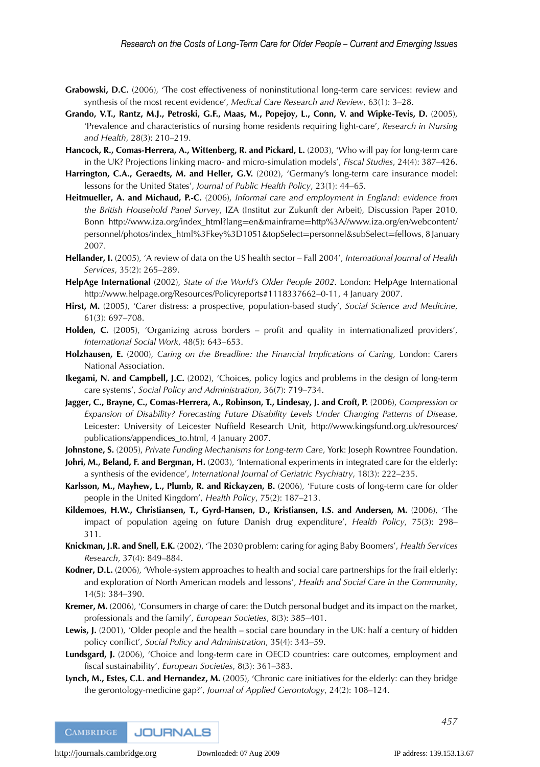**Grabowski, D.C.** (2006), 'The cost effectiveness of noninstitutional long-term care services: review and synthesis of the most recent evidence', *Medical Care Research and Review*, 63(1): 3–28.

**Grando, V.T., Rantz, M.J., Petroski, G.F., Maas, M., Popejoy, L., Conn, V. and Wipke-Tevis, D.** (2005), 'Prevalence and characteristics of nursing home residents requiring light-care', *Research in Nursing and Health*, 28(3): 210–219.

**Hancock, R., Comas-Herrera, A., Wittenberg, R. and Pickard, L.** (2003), 'Who will pay for long-term care in the UK? Projections linking macro- and micro-simulation models', *Fiscal Studies*, 24(4): 387–426.

**Harrington, C.A., Geraedts, M. and Heller, G.V.** (2002), 'Germany's long-term care insurance model: lessons for the United States', *Journal of Public Health Policy*, 23(1): 44–65.

**Heitmueller, A. and Michaud, P.-C.** (2006), *Informal care and employment in England: evidence from the British Household Panel Survey*, IZA (Institut zur Zukunft der Arbeit), Discussion Paper 2010, Bonn http://www.iza.org/index_html?lang=en&mainframe=http%3A//www.iza.org/en/webcontent/personnel/photos/index_html%3Fkey%3D1051&topSelect=personnel&subSelect=fellows, 8 January 2007.

**Hellander, I.** (2005), 'A review of data on the US health sector – Fall 2004', *International Journal of Health Services*, 35(2): 265–289.

**HelpAge International** (2002), *State of the World's Older People 2002*. London: HelpAge International http://www.helpage.org/Resources/Policyreports#1118337662–0-11, 4 January 2007.

**Hirst, M.** (2005), 'Carer distress: a prospective, population-based study', *Social Science and Medicine*, 61(3): 697–708.

**Holden, C.** (2005), 'Organizing across borders – profit and quality in internationalized providers', *International Social Work*, 48(5): 643–653.

**Holzhausen, E.** (2000), *Caring on the Breadline: the Financial Implications of Caring*, London: Carers National Association.

**Ikegami, N. and Campbell, J.C.** (2002), 'Choices, policy logics and problems in the design of long-term care systems', *Social Policy and Administration*, 36(7): 719–734.

**Jagger, C., Brayne, C., Comas-Herrera, A., Robinson, T., Lindesay, J. and Croft, P.** (2006), *Compression or Expansion of Disability? Forecasting Future Disability Levels Under Changing Patterns of Disease*, Leicester: University of Leicester Nuffield Research Unit, http://www.kingsfund.org.uk/resources/publications/appendices_to.html, 4 January 2007.

**Johnstone, S.** (2005), *Private Funding Mechanisms for Long-term Care*, York: Joseph Rowntree Foundation.

**Johri, M., Beland, F. and Bergman, H.** (2003), 'International experiments in integrated care for the elderly: a synthesis of the evidence', *International Journal of Geriatric Psychiatry*, 18(3): 222–235.

**Karlsson, M., Mayhew, L., Plumb, R. and Rickayzen, B.** (2006), 'Future costs of long-term care for older people in the United Kingdom', *Health Policy*, 75(2): 187–213.

**Kildemoes, H.W., Christiansen, T., Gyrd-Hansen, D., Kristiansen, I.S. and Andersen, M.** (2006), 'The impact of population ageing on future Danish drug expenditure', *Health Policy*, 75(3): 298–311.

**Knickman, J.R. and Snell, E.K.** (2002), 'The 2030 problem: caring for aging Baby Boomers', *Health Services Research*, 37(4): 849–884.

**Kodner, D.L.** (2006), 'Whole-system approaches to health and social care partnerships for the frail elderly: and exploration of North American models and lessons', *Health and Social Care in the Community*, 14(5): 384–390.

**Kremer, M.** (2006), 'Consumers in charge of care: the Dutch personal budget and its impact on the market, professionals and the family', *European Societies*, 8(3): 385–401.

**Lewis, J.** (2001), 'Older people and the health – social care boundary in the UK: half a century of hidden policy conflict', *Social Policy and Administration*, 35(4): 343–59.

**Lundsgard, J.** (2006), 'Choice and long-term care in OECD countries: care outcomes, employment and fiscal sustainability', *European Societies*, 8(3): 361–383.

**Lynch, M., Estes, C.L. and Hernandez, M.** (2005), 'Chronic care initiatives for the elderly: can they bridge the gerontology-medicine gap?', *Journal of Applied Gerontology*, 24(2): 108–124.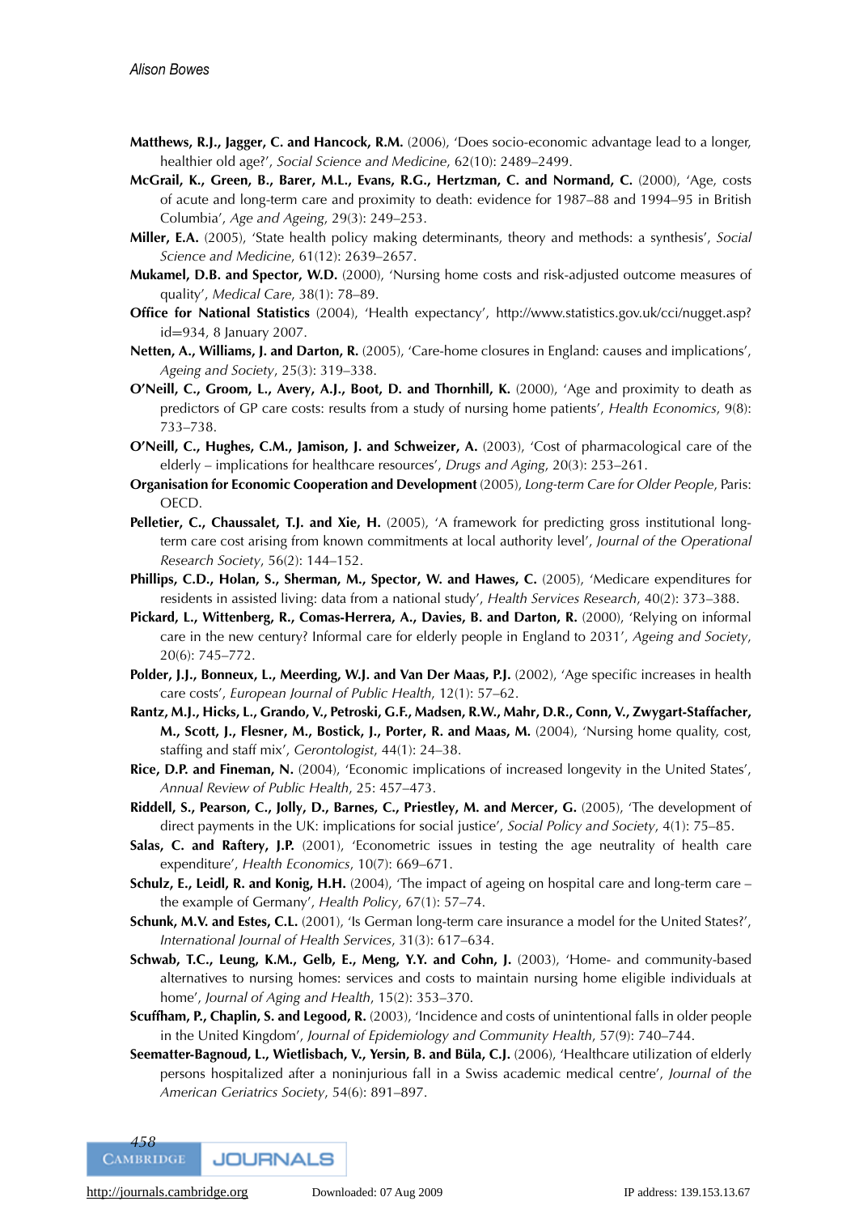**Matthews, R.J., Jagger, C. and Hancock, R.M.** (2006), 'Does socio-economic advantage lead to a longer, healthier old age?', *Social Science and Medicine*, 62(10): 2489–2499.

**McGrail, K., Green, B., Barer, M.L., Evans, R.G., Hertzman, C. and Normand, C.** (2000), 'Age, costs of acute and long-term care and proximity to death: evidence for 1987–88 and 1994–95 in British Columbia', *Age and Ageing*, 29(3): 249–253.

**Miller, E.A.** (2005), 'State health policy making determinants, theory and methods: a synthesis', *Social Science and Medicine*, 61(12): 2639–2657.

**Mukamel, D.B. and Spector, W.D.** (2000), 'Nursing home costs and risk-adjusted outcome measures of quality', *Medical Care*, 38(1): 78–89.

**Office for National Statistics** (2004), 'Health expectancy', http://www.statistics.gov.uk/cci/nugget.asp?id=934, 8 January 2007.

**Netten, A., Williams, J. and Darton, R.** (2005), 'Care-home closures in England: causes and implications', *Ageing and Society*, 25(3): 319–338.

**O'Neill, C., Groom, L., Avery, A.J., Boot, D. and Thornhill, K.** (2000), 'Age and proximity to death as predictors of GP care costs: results from a study of nursing home patients', *Health Economics*, 9(8): 733–738.

**O'Neill, C., Hughes, C.M., Jamison, J. and Schweizer, A.** (2003), 'Cost of pharmacological care of the elderly – implications for healthcare resources', *Drugs and Aging*, 20(3): 253–261.

**Organisation for Economic Cooperation and Development** (2005), *Long-term Care for Older People*, Paris: OECD.

**Pelletier, C., Chaussalet, T.J. and Xie, H.** (2005), 'A framework for predicting gross institutional long-term care cost arising from known commitments at local authority level', *Journal of the Operational Research Society*, 56(2): 144–152.

**Phillips, C.D., Holan, S., Sherman, M., Spector, W. and Hawes, C.** (2005), 'Medicare expenditures for residents in assisted living: data from a national study', *Health Services Research*, 40(2): 373–388.

**Pickard, L., Wittenberg, R., Comas-Herrera, A., Davies, B. and Darton, R.** (2000), 'Relying on informal care in the new century? Informal care for elderly people in England to 2031', *Ageing and Society*, 20(6): 745–772.

**Polder, J.J., Bonneux, L., Meerding, W.J. and Van Der Maas, P.J.** (2002), 'Age specific increases in health care costs', *European Journal of Public Health*, 12(1): 57–62.

**Rantz, M.J., Hicks, L., Grando, V., Petroski, G.F., Madsen, R.W., Mahr, D.R., Conn, V., Zwygart-Staffacher, M., Scott, J., Flesner, M., Bostick, J., Porter, R. and Maas, M.** (2004), 'Nursing home quality, cost, staffing and staff mix', *Gerontologist*, 44(1): 24–38.

**Rice, D.P. and Fineman, N.** (2004), 'Economic implications of increased longevity in the United States', *Annual Review of Public Health*, 25: 457–473.

**Riddell, S., Pearson, C., Jolly, D., Barnes, C., Priestley, M. and Mercer, G.** (2005), 'The development of direct payments in the UK: implications for social justice', *Social Policy and Society*, 4(1): 75–85.

**Salas, C. and Raftery, J.P.** (2001), 'Econometric issues in testing the age neutrality of health care expenditure', *Health Economics*, 10(7): 669–671.

**Schulz, E., Leidl, R. and Konig, H.H.** (2004), 'The impact of ageing on hospital care and long-term care – the example of Germany', *Health Policy*, 67(1): 57–74.

**Schunk, M.V. and Estes, C.L.** (2001), 'Is German long-term care insurance a model for the United States?', *International Journal of Health Services*, 31(3): 617–634.

**Schwab, T.C., Leung, K.M., Gelb, E., Meng, Y.Y. and Cohn, J.** (2003), 'Home- and community-based alternatives to nursing homes: services and costs to maintain nursing home eligible individuals at home', *Journal of Aging and Health*, 15(2): 353–370.

**Scuffham, P., Chaplin, S. and Legood, R.** (2003), 'Incidence and costs of unintentional falls in older people in the United Kingdom', *Journal of Epidemiology and Community Health*, 57(9): 740–744.

**Seematter-Bagnoud, L., Wietlisbach, V., Yersin, B. and Büla, C.J.** (2006), 'Healthcare utilization of elderly persons hospitalized after a noninjurious fall in a Swiss academic medical centre', *Journal of the American Geriatrics Society*, 54(6): 891–897.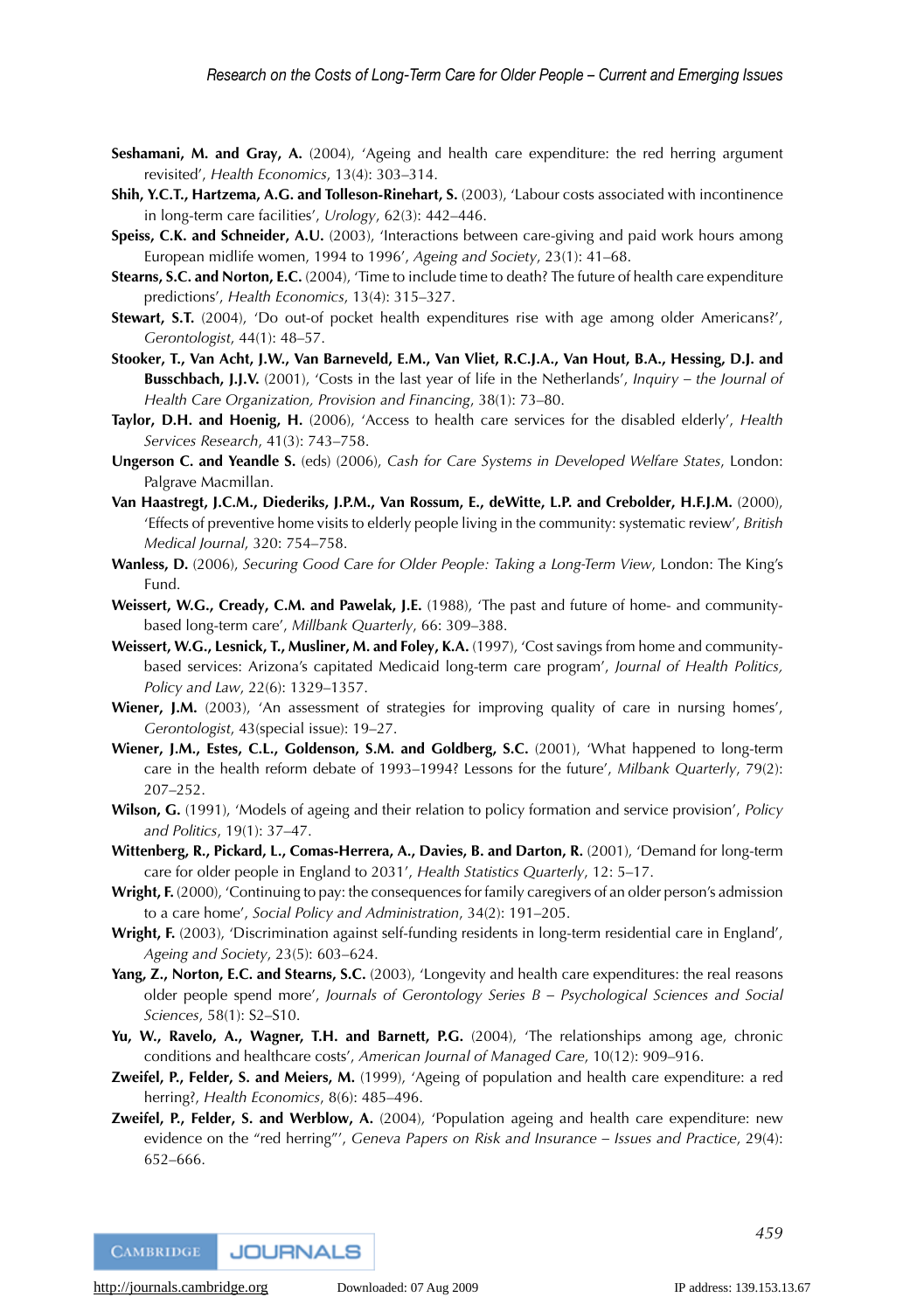**Seshamani, M. and Gray, A.** (2004), 'Ageing and health care expenditure: the red herring argument revisited', *Health Economics*, 13(4): 303–314.

**Shih, Y.C.T., Hartzema, A.G. and Tolleson-Rinehart, S.** (2003), 'Labour costs associated with incontinence in long-term care facilities', *Urology*, 62(3): 442–446.

**Speiss, C.K. and Schneider, A.U.** (2003), 'Interactions between care-giving and paid work hours among European midlife women, 1994 to 1996', *Ageing and Society*, 23(1): 41–68.

**Stearns, S.C. and Norton, E.C.** (2004), 'Time to include time to death? The future of health care expenditure predictions', *Health Economics*, 13(4): 315–327.

**Stewart, S.T.** (2004), 'Do out-of pocket health expenditures rise with age among older Americans?', *Gerontologist*, 44(1): 48–57.

**Stooker, T., Van Acht, J.W., Van Barneveld, E.M., Van Vliet, R.C.J.A., Van Hout, B.A., Hessing, D.J. and Busschbach, J.J.V.** (2001), 'Costs in the last year of life in the Netherlands', *Inquiry – the Journal of Health Care Organization, Provision and Financing*, 38(1): 73–80.

**Taylor, D.H. and Hoenig, H.** (2006), 'Access to health care services for the disabled elderly', *Health Services Research*, 41(3): 743–758.

**Ungerson C. and Yeandle S.** (eds) (2006), *Cash for Care Systems in Developed Welfare States*, London: Palgrave Macmillan.

**Van Haastregt, J.C.M., Diederiks, J.P.M., Van Rossum, E., deWitte, L.P. and Crebolder, H.F.J.M.** (2000), 'Effects of preventive home visits to elderly people living in the community: systematic review', *British Medical Journal*, 320: 754–758.

**Wanless, D.** (2006), *Securing Good Care for Older People: Taking a Long-Term View*, London: The King's Fund.

**Weissert, W.G., Cready, C.M. and Pawelak, J.E.** (1988), 'The past and future of home- and community-based long-term care', *Millbank Quarterly*, 66: 309–388.

**Weissert, W.G., Lesnick, T., Musliner, M. and Foley, K.A.** (1997), 'Cost savings from home and community-based services: Arizona's capitated Medicaid long-term care program', *Journal of Health Politics, Policy and Law*, 22(6): 1329–1357.

**Wiener, J.M.** (2003), 'An assessment of strategies for improving quality of care in nursing homes', *Gerontologist*, 43(special issue): 19–27.

**Wiener, J.M., Estes, C.L., Goldenson, S.M. and Goldberg, S.C.** (2001), 'What happened to long-term care in the health reform debate of 1993–1994? Lessons for the future', *Milbank Quarterly*, 79(2): 207–252.

**Wilson, G.** (1991), 'Models of ageing and their relation to policy formation and service provision', *Policy and Politics*, 19(1): 37–47.

**Wittenberg, R., Pickard, L., Comas-Herrera, A., Davies, B. and Darton, R.** (2001), 'Demand for long-term care for older people in England to 2031', *Health Statistics Quarterly*, 12: 5–17.

**Wright, F.** (2000), 'Continuing to pay: the consequences for family caregivers of an older person's admission to a care home', *Social Policy and Administration*, 34(2): 191–205.

**Wright, F.** (2003), 'Discrimination against self-funding residents in long-term residential care in England', *Ageing and Society*, 23(5): 603–624.

**Yang, Z., Norton, E.C. and Stearns, S.C.** (2003), 'Longevity and health care expenditures: the real reasons older people spend more', *Journals of Gerontology Series B – Psychological Sciences and Social Sciences*, 58(1): S2–S10.

**Yu, W., Ravelo, A., Wagner, T.H. and Barnett, P.G.** (2004), 'The relationships among age, chronic conditions and healthcare costs', *American Journal of Managed Care*, 10(12): 909–916.

**Zweifel, P., Felder, S. and Meiers, M.** (1999), 'Ageing of population and health care expenditure: a red herring?, *Health Economics*, 8(6): 485–496.

**Zweifel, P., Felder, S. and Werblow, A.** (2004), 'Population ageing and health care expenditure: new evidence on the "red herring"', *Geneva Papers on Risk and Insurance – Issues and Practice*, 29(4): 652–666.